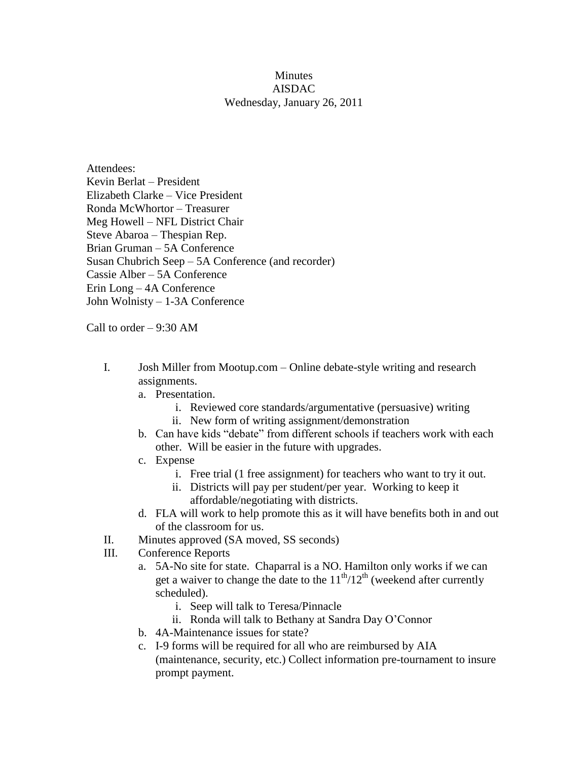# Minutes
## AISDAC
### Wednesday, January 26, 2011

Attendees:
Kevin Berlat – President
Elizabeth Clarke – Vice President
Ronda McWhortor – Treasurer
Meg Howell – NFL District Chair
Steve Abaroa – Thespian Rep.
Brian Gruman – 5A Conference
Susan Chubrich Seep – 5A Conference (and recorder)
Cassie Alber – 5A Conference
Erin Long – 4A Conference
John Wolnisty – 1-3A Conference

Call to order – 9:30 AM

I. Josh Miller from Mootup.com – Online debate-style writing and research assignments.
   a. Presentation.
      i. Reviewed core standards/argumentative (persuasive) writing
      ii. New form of writing assignment/demonstration
   b. Can have kids "debate" from different schools if teachers work with each other. Will be easier in the future with upgrades.
   c. Expense
      i. Free trial (1 free assignment) for teachers who want to try it out.
      ii. Districts will pay per student/per year. Working to keep it affordable/negotiating with districts.
   d. FLA will work to help promote this as it will have benefits both in and out of the classroom for us.

II. Minutes approved (SA moved, SS seconds)

III. Conference Reports
   a. 5A-No site for state. Chaparral is a NO. Hamilton only works if we can get a waiver to change the date to the 11th/12th (weekend after currently scheduled).
      i. Seep will talk to Teresa/Pinnacle
      ii. Ronda will talk to Bethany at Sandra Day O'Connor
   b. 4A-Maintenance issues for state?
   c. I-9 forms will be required for all who are reimbursed by AIA (maintenance, security, etc.) Collect information pre-tournament to insure prompt payment.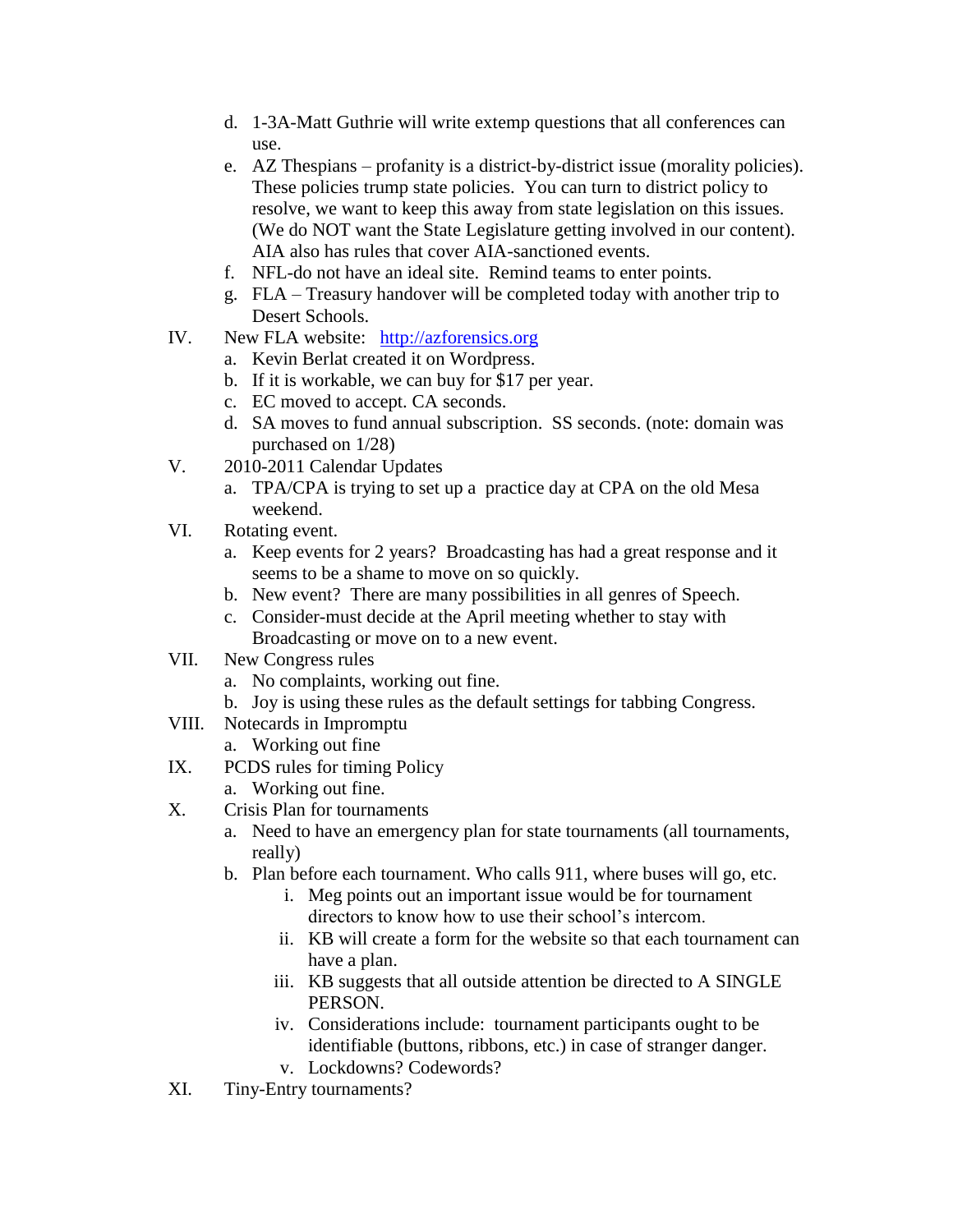d. 1-3A-Matt Guthrie will write extemp questions that all conferences can use.
e. AZ Thespians – profanity is a district-by-district issue (morality policies). These policies trump state policies. You can turn to district policy to resolve, we want to keep this away from state legislation on this issues. (We do NOT want the State Legislature getting involved in our content). AIA also has rules that cover AIA-sanctioned events.
f. NFL-do not have an ideal site. Remind teams to enter points.
g. FLA – Treasury handover will be completed today with another trip to Desert Schools.

IV. New FLA website: [http://azforensics.org](http://azforensics.org)
   a. Kevin Berlat created it on Wordpress.
   b. If it is workable, we can buy for $17 per year.
   c. EC moved to accept. CA seconds.
   d. SA moves to fund annual subscription. SS seconds. (note: domain was purchased on 1/28)

V. 2010-2011 Calendar Updates
   a. TPA/CPA is trying to set up a practice day at CPA on the old Mesa weekend.

VI. Rotating event.
   a. Keep events for 2 years? Broadcasting has had a great response and it seems to be a shame to move on so quickly.
   b. New event? There are many possibilities in all genres of Speech.
   c. Consider-must decide at the April meeting whether to stay with Broadcasting or move on to a new event.

VII. New Congress rules
   a. No complaints, working out fine.
   b. Joy is using these rules as the default settings for tabbing Congress.

VIII. Notecards in Impromptu
   a. Working out fine

IX. PCDS rules for timing Policy
   a. Working out fine.

X. Crisis Plan for tournaments
   a. Need to have an emergency plan for state tournaments (all tournaments, really)
   b. Plan before each tournament. Who calls 911, where buses will go, etc.
      i. Meg points out an important issue would be for tournament directors to know how to use their school's intercom.
      ii. KB will create a form for the website so that each tournament can have a plan.
      iii. KB suggests that all outside attention be directed to A SINGLE PERSON.
      iv. Considerations include: tournament participants ought to be identifiable (buttons, ribbons, etc.) in case of stranger danger.
      v. Lockdowns? Codewords?

XI. Tiny-Entry tournaments?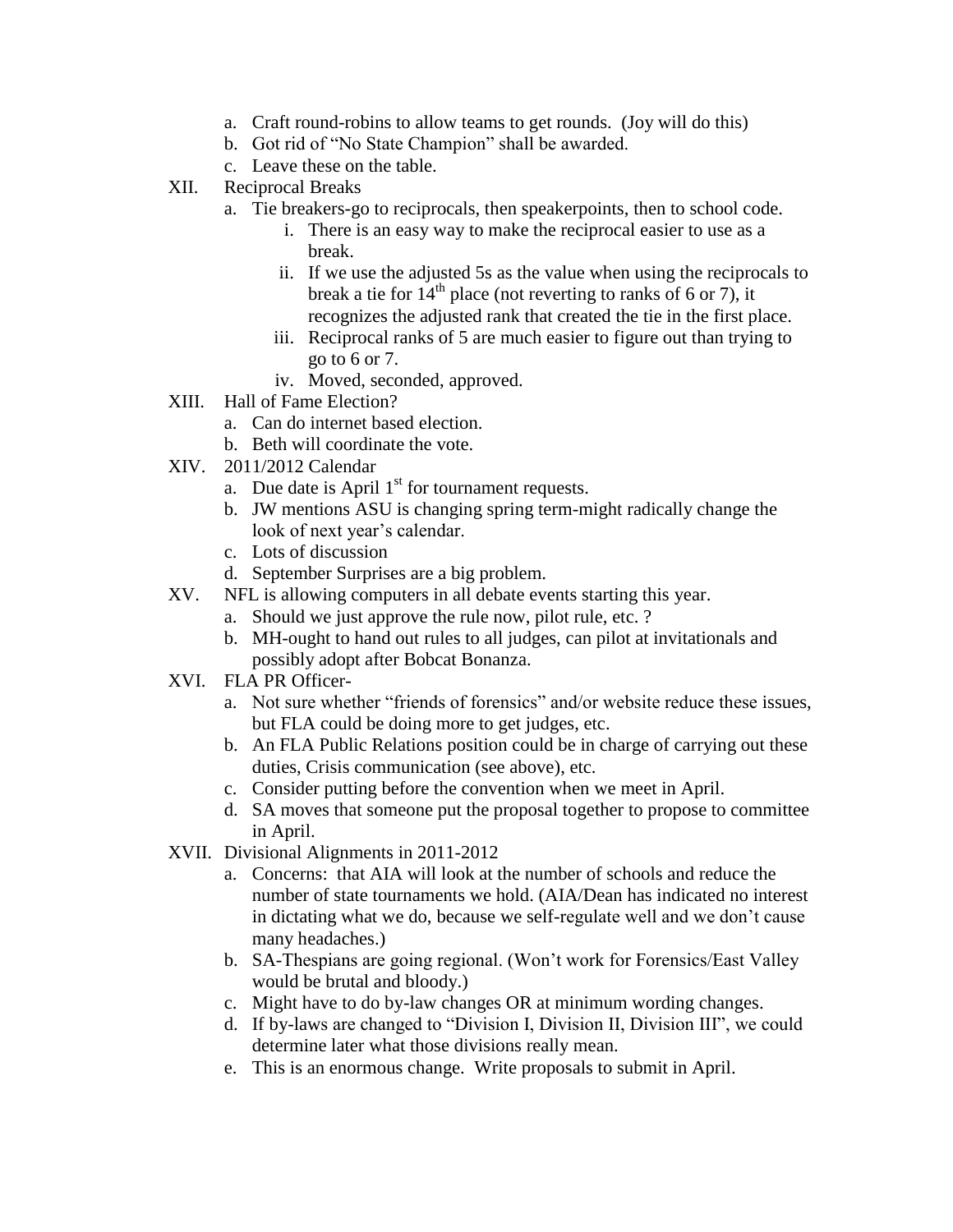a. Craft round-robins to allow teams to get rounds. (Joy will do this)
b. Got rid of "No State Champion" shall be awarded.
c. Leave these on the table.

XII. Reciprocal Breaks
   a. Tie breakers-go to reciprocals, then speakerpoints, then to school code.
      i. There is an easy way to make the reciprocal easier to use as a break.
      ii. If we use the adjusted 5s as the value when using the reciprocals to break a tie for 14th place (not reverting to ranks of 6 or 7), it recognizes the adjusted rank that created the tie in the first place.
      iii. Reciprocal ranks of 5 are much easier to figure out than trying to go to 6 or 7.
      iv. Moved, seconded, approved.

XIII. Hall of Fame Election?
   a. Can do internet based election.
   b. Beth will coordinate the vote.

XIV. 2011/2012 Calendar
   a. Due date is April 1st for tournament requests.
   b. JW mentions ASU is changing spring term-might radically change the look of next year's calendar.
   c. Lots of discussion
   d. September Surprises are a big problem.

XV. NFL is allowing computers in all debate events starting this year.
   a. Should we just approve the rule now, pilot rule, etc. ?
   b. MH-ought to hand out rules to all judges, can pilot at invitationals and possibly adopt after Bobcat Bonanza.

XVI. FLA PR Officer-
   a. Not sure whether "friends of forensics" and/or website reduce these issues, but FLA could be doing more to get judges, etc.
   b. An FLA Public Relations position could be in charge of carrying out these duties, Crisis communication (see above), etc.
   c. Consider putting before the convention when we meet in April.
   d. SA moves that someone put the proposal together to propose to committee in April.

XVII. Divisional Alignments in 2011-2012
   a. Concerns: that AIA will look at the number of schools and reduce the number of state tournaments we hold. (AIA/Dean has indicated no interest in dictating what we do, because we self-regulate well and we don't cause many headaches.)
   b. SA-Thespians are going regional. (Won't work for Forensics/East Valley would be brutal and bloody.)
   c. Might have to do by-law changes OR at minimum wording changes.
   d. If by-laws are changed to "Division I, Division II, Division III", we could determine later what those divisions really mean.
   e. This is an enormous change. Write proposals to submit in April.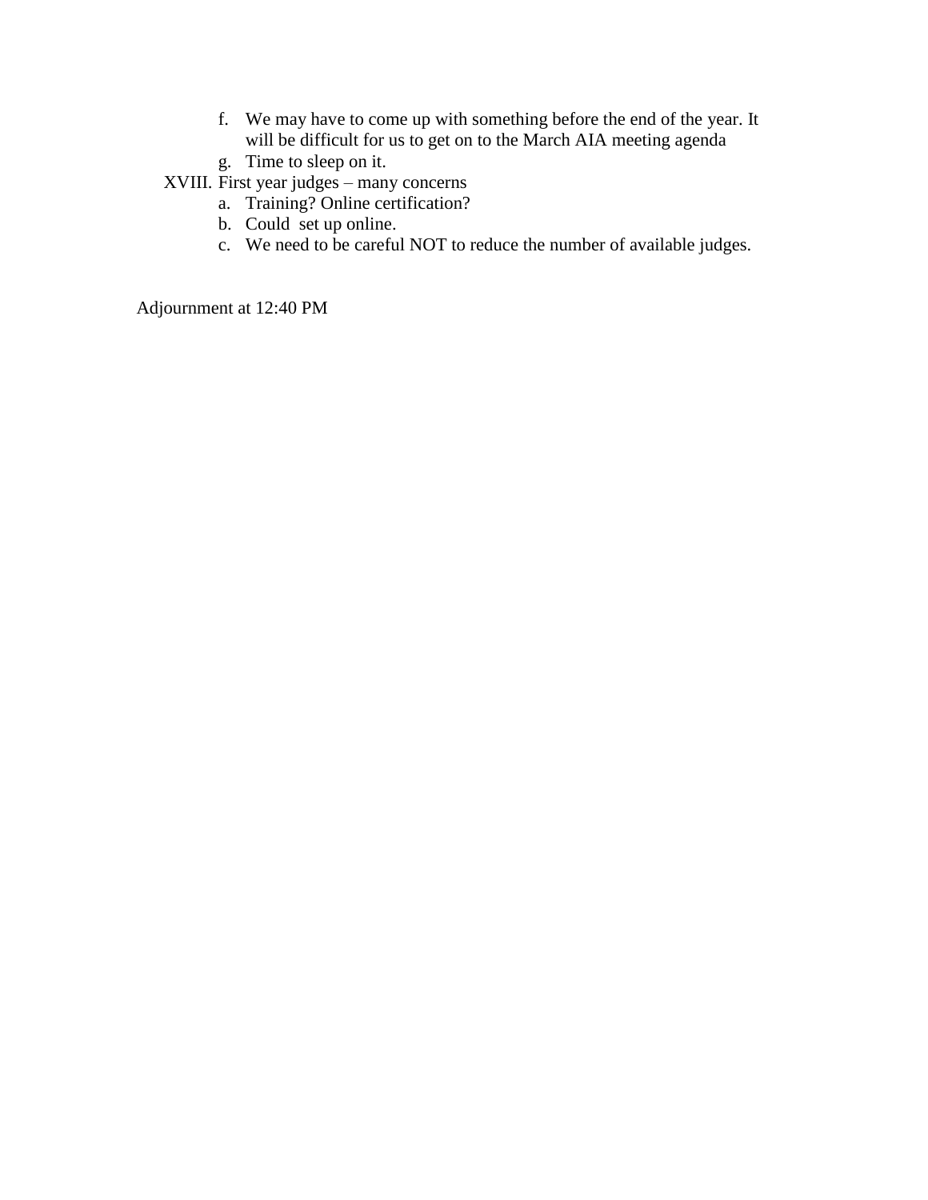f. We may have to come up with something before the end of the year. It will be difficult for us to get on to the March AIA meeting agenda
   g. Time to sleep on it.

XVIII. First year judges – many concerns
   a. Training? Online certification?
   b. Could  set up online.
   c. We need to be careful NOT to reduce the number of available judges.

Adjournment at 12:40 PM